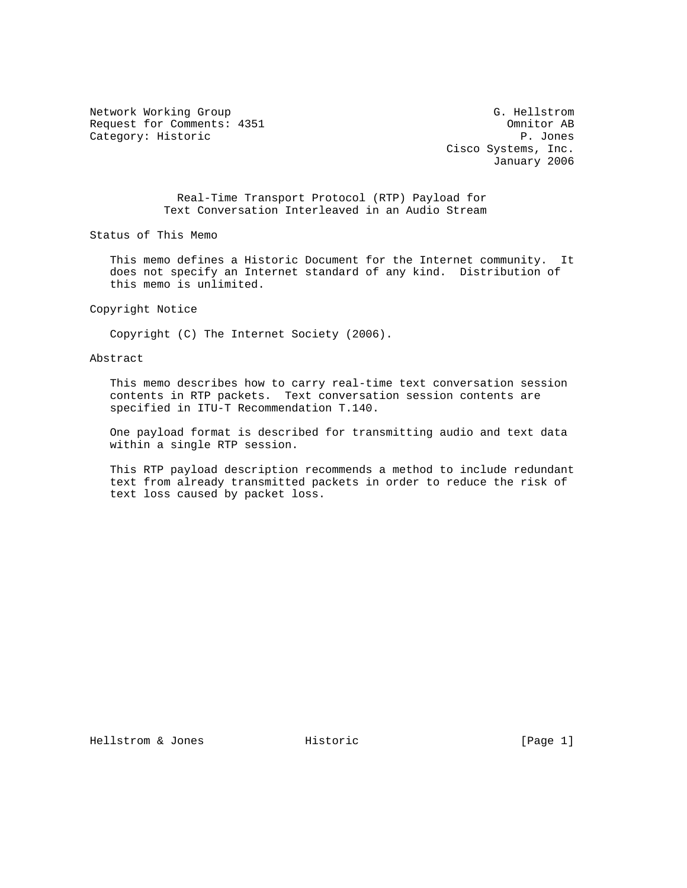Network Working Group G. Hellstrom
Request for Comments: 4351 Omnitor AB
Category: Historic P. Jones
Cisco Systems, Inc.
January 2006

# Real-Time Transport Protocol (RTP) Payload for Text Conversation Interleaved in an Audio Stream

## Status of This Memo

This memo defines a Historic Document for the Internet community. It does not specify an Internet standard of any kind. Distribution of this memo is unlimited.

## Copyright Notice

Copyright (C) The Internet Society (2006).

## Abstract

This memo describes how to carry real-time text conversation session contents in RTP packets. Text conversation session contents are specified in ITU-T Recommendation T.140.

One payload format is described for transmitting audio and text data within a single RTP session.

This RTP payload description recommends a method to include redundant text from already transmitted packets in order to reduce the risk of text loss caused by packet loss.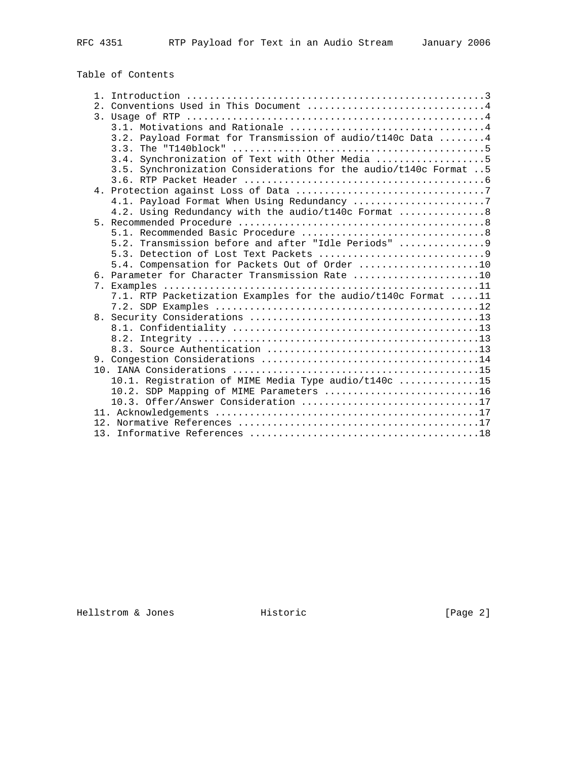## Table of Contents

```
   1. Introduction ....................................................3
   2. Conventions Used in This Document ...............................4
   3. Usage of RTP ....................................................4
      3.1. Motivations and Rationale ..................................4
      3.2. Payload Format for Transmission of audio/t140c Data ........4
      3.3. The "T140block" ............................................5
      3.4. Synchronization of Text with Other Media ...................5
      3.5. Synchronization Considerations for the audio/t140c Format ..5
      3.6. RTP Packet Header ..........................................6
   4. Protection against Loss of Data .................................7
      4.1. Payload Format When Using Redundancy .......................7
      4.2. Using Redundancy with the audio/t140c Format ...............8
   5. Recommended Procedure ...........................................8
      5.1. Recommended Basic Procedure ................................8
      5.2. Transmission before and after "Idle Periods" ...............9
      5.3. Detection of Lost Text Packets .............................9
      5.4. Compensation for Packets Out of Order .....................10
   6. Parameter for Character Transmission Rate ......................10
   7. Examples .......................................................11
      7.1. RTP Packetization Examples for the audio/t140c Format .....11
      7.2. SDP Examples ..............................................12
   8. Security Considerations ........................................13
      8.1. Confidentiality ...........................................13
      8.2. Integrity .................................................13
      8.3. Source Authentication .....................................13
   9. Congestion Considerations ......................................14
   10. IANA Considerations ...........................................15
      10.1. Registration of MIME Media Type audio/t140c ..............15
      10.2. SDP Mapping of MIME Parameters ...........................16
      10.3. Offer/Answer Consideration ...............................17
   11. Acknowledgements ..............................................17
   12. Normative References ..........................................17
   13. Informative References ........................................18
```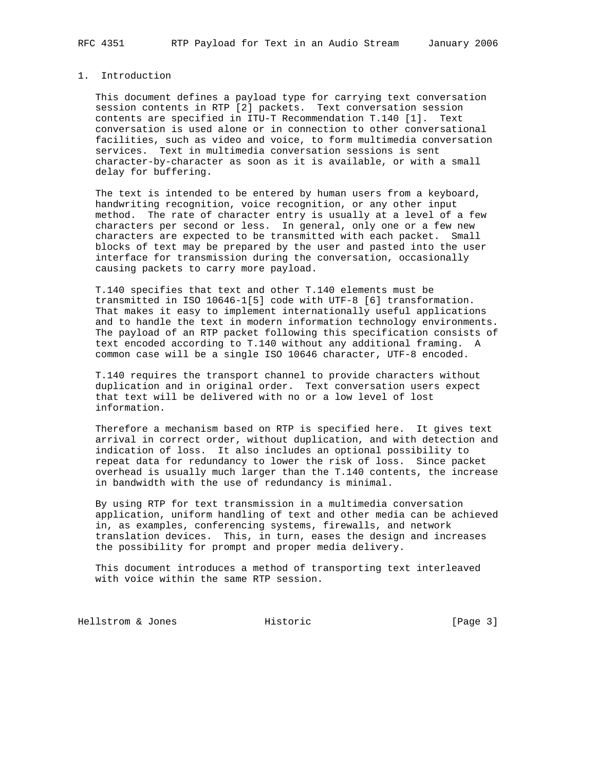# 1. Introduction

This document defines a payload type for carrying text conversation session contents in RTP [2] packets. Text conversation session contents are specified in ITU-T Recommendation T.140 [1]. Text conversation is used alone or in connection to other conversational facilities, such as video and voice, to form multimedia conversation services. Text in multimedia conversation sessions is sent character-by-character as soon as it is available, or with a small delay for buffering.

The text is intended to be entered by human users from a keyboard, handwriting recognition, voice recognition, or any other input method. The rate of character entry is usually at a level of a few characters per second or less. In general, only one or a few new characters are expected to be transmitted with each packet. Small blocks of text may be prepared by the user and pasted into the user interface for transmission during the conversation, occasionally causing packets to carry more payload.

T.140 specifies that text and other T.140 elements must be transmitted in ISO 10646-1[5] code with UTF-8 [6] transformation. That makes it easy to implement internationally useful applications and to handle the text in modern information technology environments. The payload of an RTP packet following this specification consists of text encoded according to T.140 without any additional framing. A common case will be a single ISO 10646 character, UTF-8 encoded.

T.140 requires the transport channel to provide characters without duplication and in original order. Text conversation users expect that text will be delivered with no or a low level of lost information.

Therefore a mechanism based on RTP is specified here. It gives text arrival in correct order, without duplication, and with detection and indication of loss. It also includes an optional possibility to repeat data for redundancy to lower the risk of loss. Since packet overhead is usually much larger than the T.140 contents, the increase in bandwidth with the use of redundancy is minimal.

By using RTP for text transmission in a multimedia conversation application, uniform handling of text and other media can be achieved in, as examples, conferencing systems, firewalls, and network translation devices. This, in turn, eases the design and increases the possibility for prompt and proper media delivery.

This document introduces a method of transporting text interleaved with voice within the same RTP session.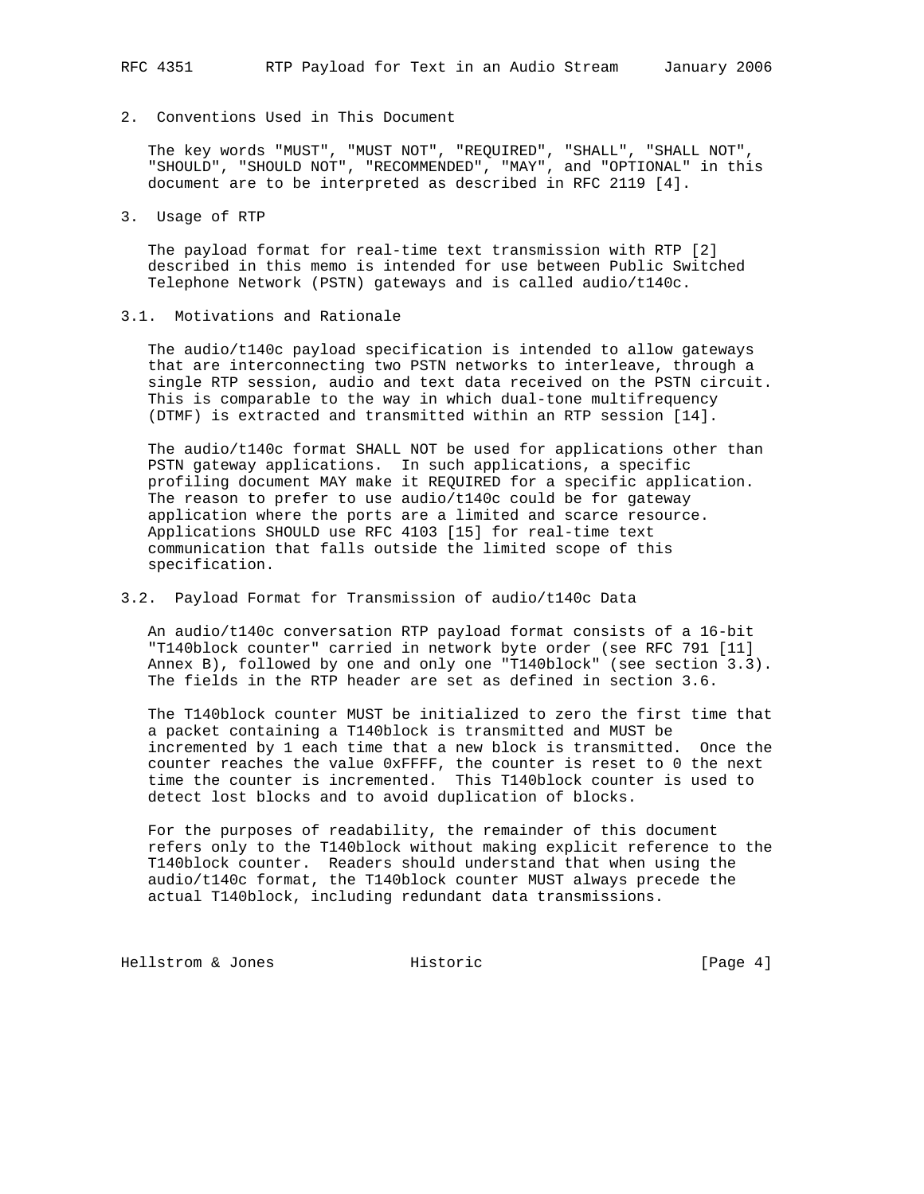## 2. Conventions Used in This Document

The key words "MUST", "MUST NOT", "REQUIRED", "SHALL", "SHALL NOT", "SHOULD", "SHOULD NOT", "RECOMMENDED", "MAY", and "OPTIONAL" in this document are to be interpreted as described in RFC 2119 [4].

## 3. Usage of RTP

The payload format for real-time text transmission with RTP [2] described in this memo is intended for use between Public Switched Telephone Network (PSTN) gateways and is called audio/t140c.

### 3.1. Motivations and Rationale

The audio/t140c payload specification is intended to allow gateways that are interconnecting two PSTN networks to interleave, through a single RTP session, audio and text data received on the PSTN circuit. This is comparable to the way in which dual-tone multifrequency (DTMF) is extracted and transmitted within an RTP session [14].

The audio/t140c format SHALL NOT be used for applications other than PSTN gateway applications. In such applications, a specific profiling document MAY make it REQUIRED for a specific application. The reason to prefer to use audio/t140c could be for gateway application where the ports are a limited and scarce resource. Applications SHOULD use RFC 4103 [15] for real-time text communication that falls outside the limited scope of this specification.

### 3.2. Payload Format for Transmission of audio/t140c Data

An audio/t140c conversation RTP payload format consists of a 16-bit "T140block counter" carried in network byte order (see RFC 791 [11] Annex B), followed by one and only one "T140block" (see section 3.3). The fields in the RTP header are set as defined in section 3.6.

The T140block counter MUST be initialized to zero the first time that a packet containing a T140block is transmitted and MUST be incremented by 1 each time that a new block is transmitted. Once the counter reaches the value 0xFFFF, the counter is reset to 0 the next time the counter is incremented. This T140block counter is used to detect lost blocks and to avoid duplication of blocks.

For the purposes of readability, the remainder of this document refers only to the T140block without making explicit reference to the T140block counter. Readers should understand that when using the audio/t140c format, the T140block counter MUST always precede the actual T140block, including redundant data transmissions.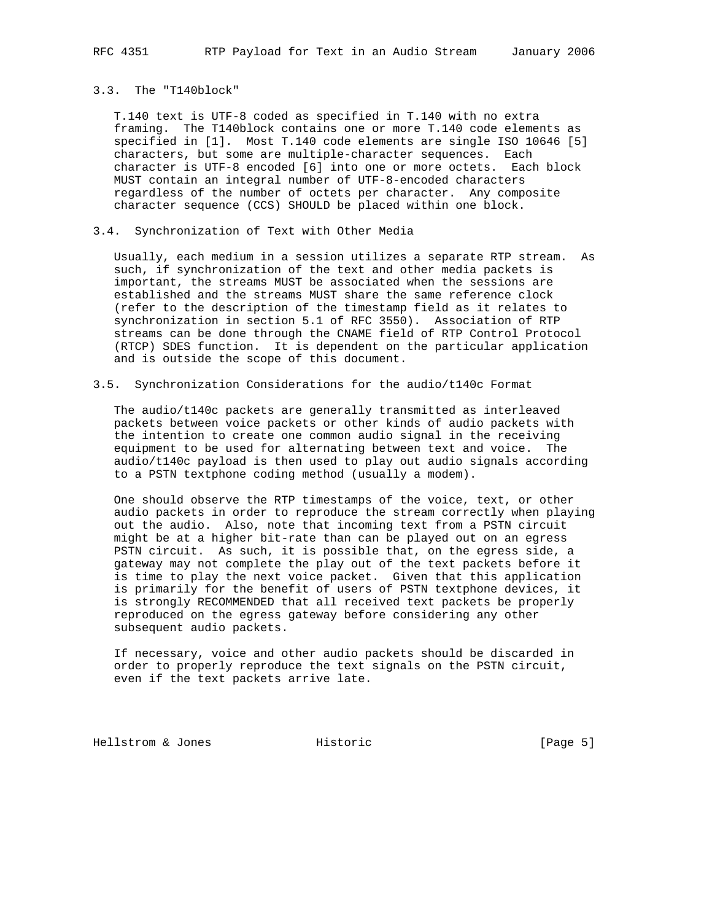### 3.3. The "T140block"

T.140 text is UTF-8 coded as specified in T.140 with no extra framing. The T140block contains one or more T.140 code elements as specified in [1]. Most T.140 code elements are single ISO 10646 [5] characters, but some are multiple-character sequences. Each character is UTF-8 encoded [6] into one or more octets. Each block MUST contain an integral number of UTF-8-encoded characters regardless of the number of octets per character. Any composite character sequence (CCS) SHOULD be placed within one block.

### 3.4. Synchronization of Text with Other Media

Usually, each medium in a session utilizes a separate RTP stream. As such, if synchronization of the text and other media packets is important, the streams MUST be associated when the sessions are established and the streams MUST share the same reference clock (refer to the description of the timestamp field as it relates to synchronization in section 5.1 of RFC 3550). Association of RTP streams can be done through the CNAME field of RTP Control Protocol (RTCP) SDES function. It is dependent on the particular application and is outside the scope of this document.

### 3.5. Synchronization Considerations for the audio/t140c Format

The audio/t140c packets are generally transmitted as interleaved packets between voice packets or other kinds of audio packets with the intention to create one common audio signal in the receiving equipment to be used for alternating between text and voice. The audio/t140c payload is then used to play out audio signals according to a PSTN textphone coding method (usually a modem).

One should observe the RTP timestamps of the voice, text, or other audio packets in order to reproduce the stream correctly when playing out the audio. Also, note that incoming text from a PSTN circuit might be at a higher bit-rate than can be played out on an egress PSTN circuit. As such, it is possible that, on the egress side, a gateway may not complete the play out of the text packets before it is time to play the next voice packet. Given that this application is primarily for the benefit of users of PSTN textphone devices, it is strongly RECOMMENDED that all received text packets be properly reproduced on the egress gateway before considering any other subsequent audio packets.

If necessary, voice and other audio packets should be discarded in order to properly reproduce the text signals on the PSTN circuit, even if the text packets arrive late.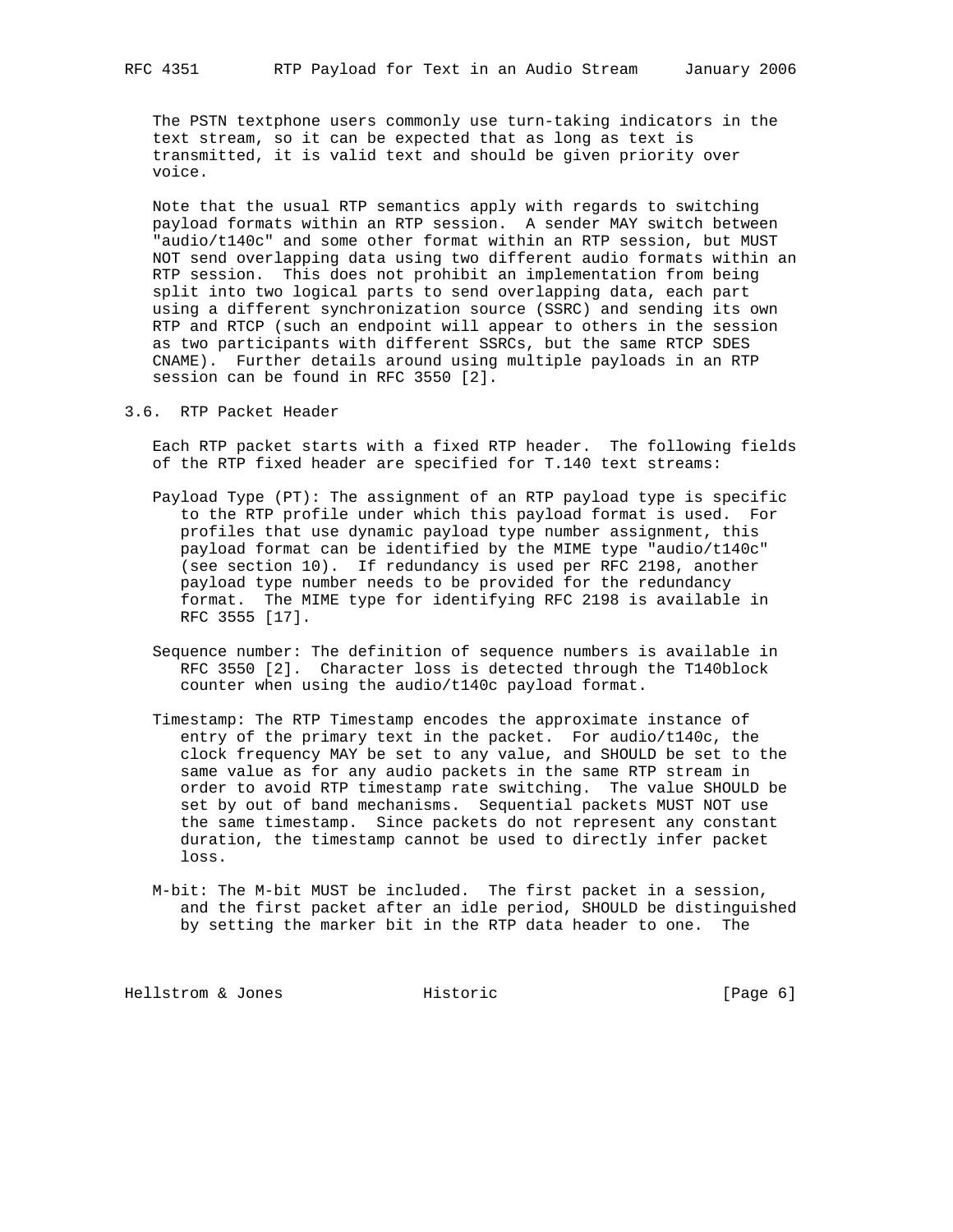The PSTN textphone users commonly use turn-taking indicators in the text stream, so it can be expected that as long as text is transmitted, it is valid text and should be given priority over voice.

Note that the usual RTP semantics apply with regards to switching payload formats within an RTP session. A sender MAY switch between "audio/t140c" and some other format within an RTP session, but MUST NOT send overlapping data using two different audio formats within an RTP session. This does not prohibit an implementation from being split into two logical parts to send overlapping data, each part using a different synchronization source (SSRC) and sending its own RTP and RTCP (such an endpoint will appear to others in the session as two participants with different SSRCs, but the same RTCP SDES CNAME). Further details around using multiple payloads in an RTP session can be found in RFC 3550 [2].

## 3.6. RTP Packet Header

Each RTP packet starts with a fixed RTP header. The following fields of the RTP fixed header are specified for T.140 text streams:

Payload Type (PT): The assignment of an RTP payload type is specific to the RTP profile under which this payload format is used. For profiles that use dynamic payload type number assignment, this payload format can be identified by the MIME type "audio/t140c" (see section 10). If redundancy is used per RFC 2198, another payload type number needs to be provided for the redundancy format. The MIME type for identifying RFC 2198 is available in RFC 3555 [17].

Sequence number: The definition of sequence numbers is available in RFC 3550 [2]. Character loss is detected through the T140block counter when using the audio/t140c payload format.

Timestamp: The RTP Timestamp encodes the approximate instance of entry of the primary text in the packet. For audio/t140c, the clock frequency MAY be set to any value, and SHOULD be set to the same value as for any audio packets in the same RTP stream in order to avoid RTP timestamp rate switching. The value SHOULD be set by out of band mechanisms. Sequential packets MUST NOT use the same timestamp. Since packets do not represent any constant duration, the timestamp cannot be used to directly infer packet loss.

M-bit: The M-bit MUST be included. The first packet in a session, and the first packet after an idle period, SHOULD be distinguished by setting the marker bit in the RTP data header to one. The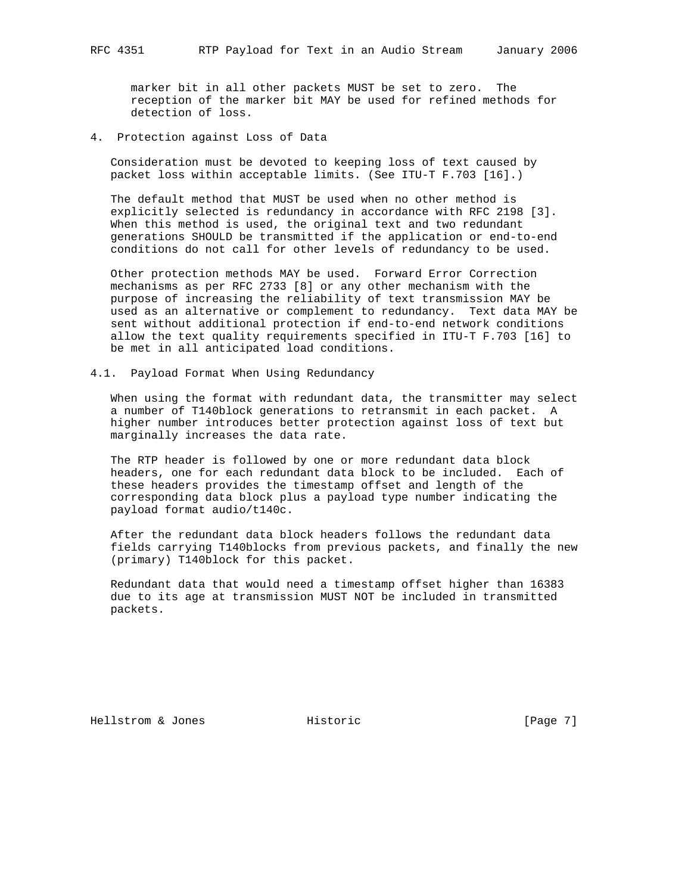marker bit in all other packets MUST be set to zero. The reception of the marker bit MAY be used for refined methods for detection of loss.

## 4. Protection against Loss of Data

Consideration must be devoted to keeping loss of text caused by packet loss within acceptable limits. (See ITU-T F.703 [16].)

The default method that MUST be used when no other method is explicitly selected is redundancy in accordance with RFC 2198 [3]. When this method is used, the original text and two redundant generations SHOULD be transmitted if the application or end-to-end conditions do not call for other levels of redundancy to be used.

Other protection methods MAY be used. Forward Error Correction mechanisms as per RFC 2733 [8] or any other mechanism with the purpose of increasing the reliability of text transmission MAY be used as an alternative or complement to redundancy. Text data MAY be sent without additional protection if end-to-end network conditions allow the text quality requirements specified in ITU-T F.703 [16] to be met in all anticipated load conditions.

### 4.1. Payload Format When Using Redundancy

When using the format with redundant data, the transmitter may select a number of T140block generations to retransmit in each packet. A higher number introduces better protection against loss of text but marginally increases the data rate.

The RTP header is followed by one or more redundant data block headers, one for each redundant data block to be included. Each of these headers provides the timestamp offset and length of the corresponding data block plus a payload type number indicating the payload format audio/t140c.

After the redundant data block headers follows the redundant data fields carrying T140blocks from previous packets, and finally the new (primary) T140block for this packet.

Redundant data that would need a timestamp offset higher than 16383 due to its age at transmission MUST NOT be included in transmitted packets.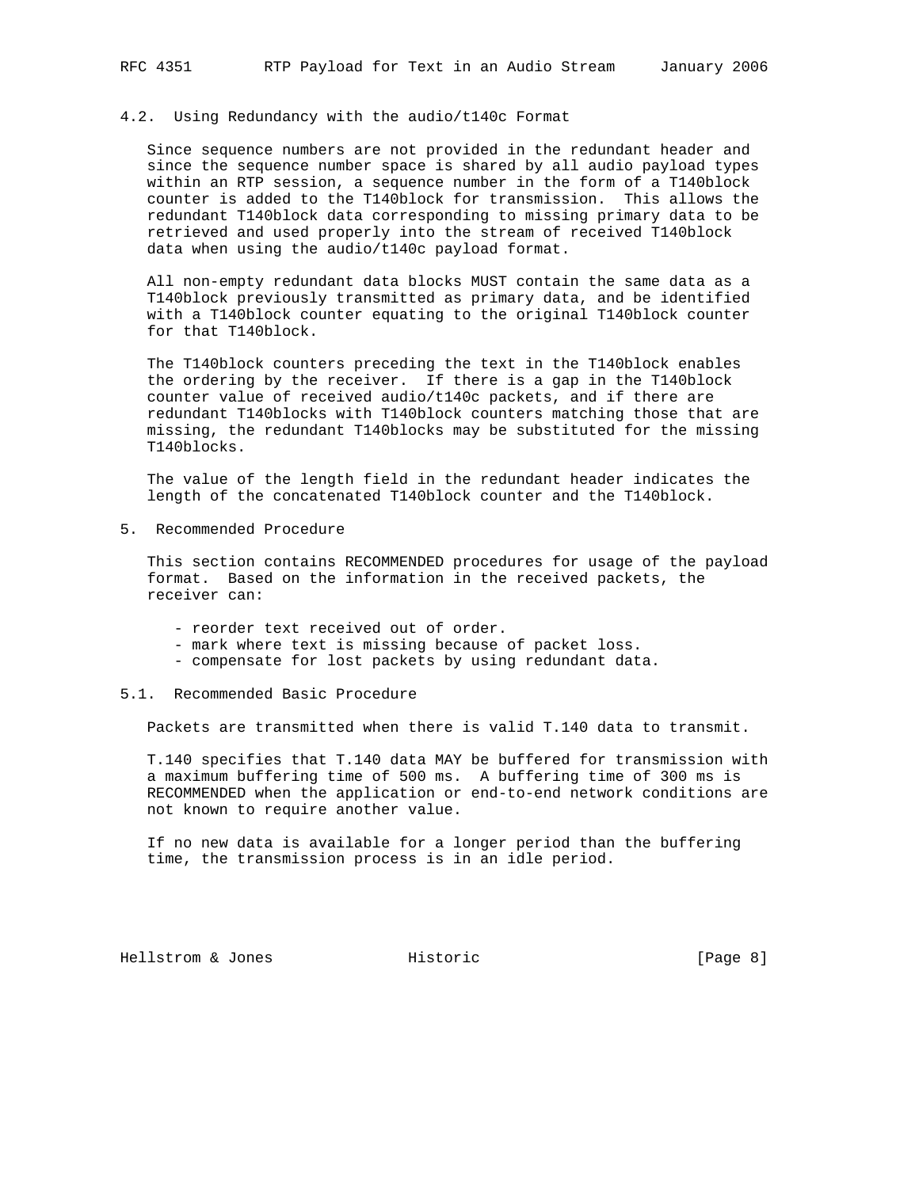### 4.2. Using Redundancy with the audio/t140c Format

Since sequence numbers are not provided in the redundant header and since the sequence number space is shared by all audio payload types within an RTP session, a sequence number in the form of a T140block counter is added to the T140block for transmission. This allows the redundant T140block data corresponding to missing primary data to be retrieved and used properly into the stream of received T140block data when using the audio/t140c payload format.

All non-empty redundant data blocks MUST contain the same data as a T140block previously transmitted as primary data, and be identified with a T140block counter equating to the original T140block counter for that T140block.

The T140block counters preceding the text in the T140block enables the ordering by the receiver. If there is a gap in the T140block counter value of received audio/t140c packets, and if there are redundant T140blocks with T140block counters matching those that are missing, the redundant T140blocks may be substituted for the missing T140blocks.

The value of the length field in the redundant header indicates the length of the concatenated T140block counter and the T140block.

## 5. Recommended Procedure

This section contains RECOMMENDED procedures for usage of the payload format. Based on the information in the received packets, the receiver can:

- reorder text received out of order.
- mark where text is missing because of packet loss.
- compensate for lost packets by using redundant data.

### 5.1. Recommended Basic Procedure

Packets are transmitted when there is valid T.140 data to transmit.

T.140 specifies that T.140 data MAY be buffered for transmission with a maximum buffering time of 500 ms. A buffering time of 300 ms is RECOMMENDED when the application or end-to-end network conditions are not known to require another value.

If no new data is available for a longer period than the buffering time, the transmission process is in an idle period.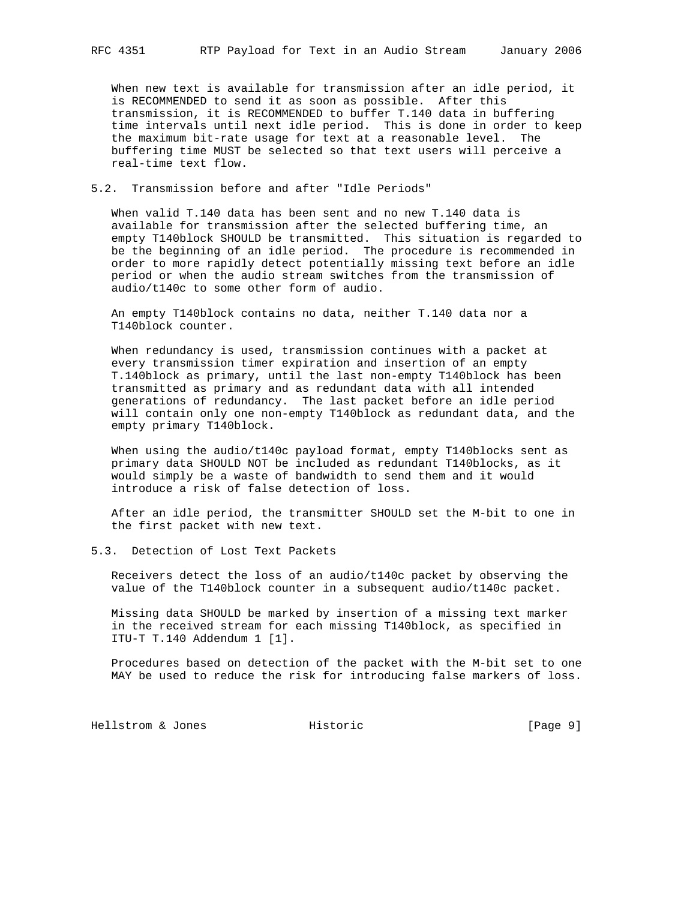When new text is available for transmission after an idle period, it is RECOMMENDED to send it as soon as possible. After this transmission, it is RECOMMENDED to buffer T.140 data in buffering time intervals until next idle period. This is done in order to keep the maximum bit-rate usage for text at a reasonable level. The buffering time MUST be selected so that text users will perceive a real-time text flow.

### 5.2. Transmission before and after "Idle Periods"

When valid T.140 data has been sent and no new T.140 data is available for transmission after the selected buffering time, an empty T140block SHOULD be transmitted. This situation is regarded to be the beginning of an idle period. The procedure is recommended in order to more rapidly detect potentially missing text before an idle period or when the audio stream switches from the transmission of audio/t140c to some other form of audio.

An empty T140block contains no data, neither T.140 data nor a T140block counter.

When redundancy is used, transmission continues with a packet at every transmission timer expiration and insertion of an empty T.140block as primary, until the last non-empty T140block has been transmitted as primary and as redundant data with all intended generations of redundancy. The last packet before an idle period will contain only one non-empty T140block as redundant data, and the empty primary T140block.

When using the audio/t140c payload format, empty T140blocks sent as primary data SHOULD NOT be included as redundant T140blocks, as it would simply be a waste of bandwidth to send them and it would introduce a risk of false detection of loss.

After an idle period, the transmitter SHOULD set the M-bit to one in the first packet with new text.

### 5.3. Detection of Lost Text Packets

Receivers detect the loss of an audio/t140c packet by observing the value of the T140block counter in a subsequent audio/t140c packet.

Missing data SHOULD be marked by insertion of a missing text marker in the received stream for each missing T140block, as specified in ITU-T T.140 Addendum 1 [1].

Procedures based on detection of the packet with the M-bit set to one MAY be used to reduce the risk for introducing false markers of loss.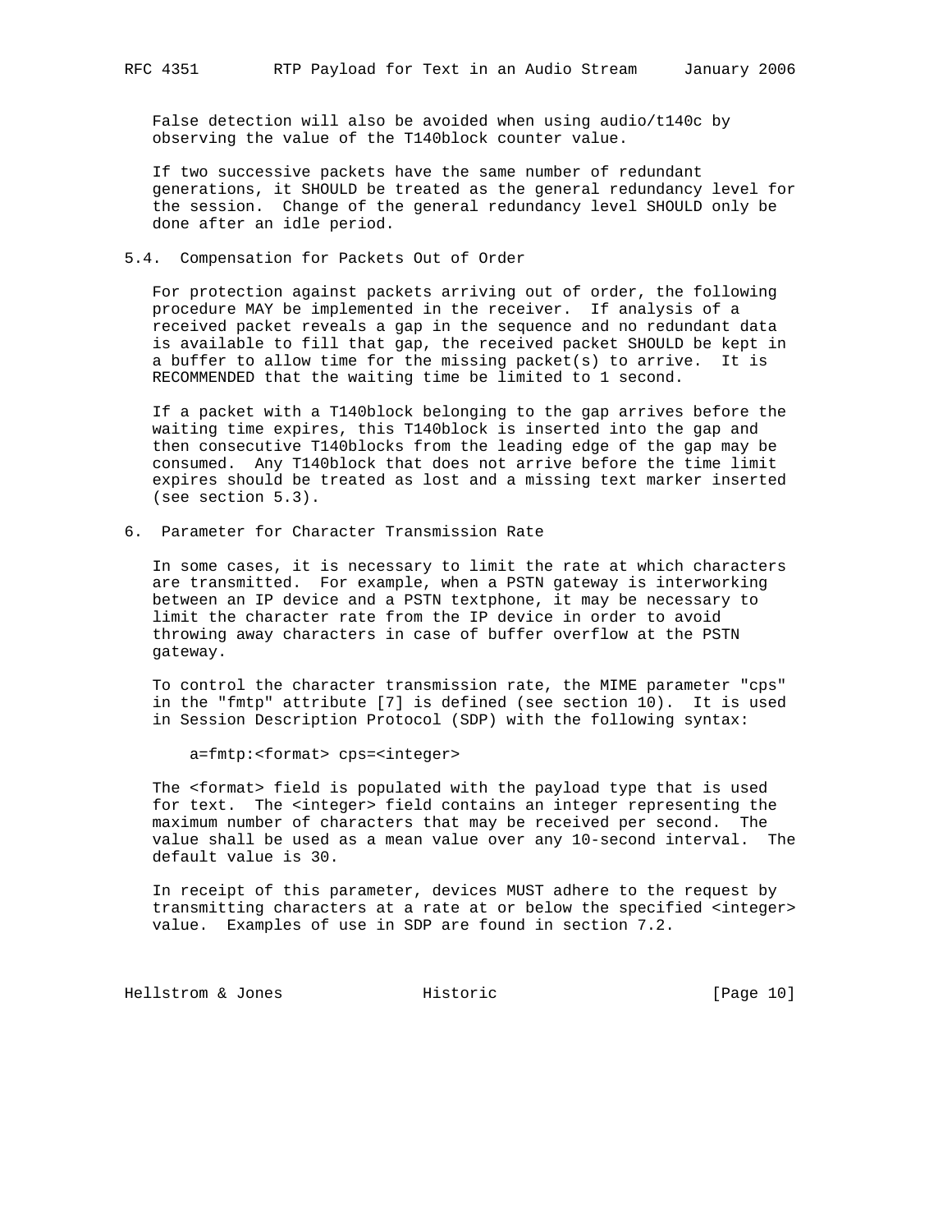False detection will also be avoided when using audio/t140c by observing the value of the T140block counter value.

If two successive packets have the same number of redundant generations, it SHOULD be treated as the general redundancy level for the session. Change of the general redundancy level SHOULD only be done after an idle period.

## 5.4. Compensation for Packets Out of Order

For protection against packets arriving out of order, the following procedure MAY be implemented in the receiver. If analysis of a received packet reveals a gap in the sequence and no redundant data is available to fill that gap, the received packet SHOULD be kept in a buffer to allow time for the missing packet(s) to arrive. It is RECOMMENDED that the waiting time be limited to 1 second.

If a packet with a T140block belonging to the gap arrives before the waiting time expires, this T140block is inserted into the gap and then consecutive T140blocks from the leading edge of the gap may be consumed. Any T140block that does not arrive before the time limit expires should be treated as lost and a missing text marker inserted (see section 5.3).

# 6. Parameter for Character Transmission Rate

In some cases, it is necessary to limit the rate at which characters are transmitted. For example, when a PSTN gateway is interworking between an IP device and a PSTN textphone, it may be necessary to limit the character rate from the IP device in order to avoid throwing away characters in case of buffer overflow at the PSTN gateway.

To control the character transmission rate, the MIME parameter "cps" in the "fmtp" attribute [7] is defined (see section 10). It is used in Session Description Protocol (SDP) with the following syntax:

```
a=fmtp:<format> cps=<integer>
```

The <format> field is populated with the payload type that is used for text. The <integer> field contains an integer representing the maximum number of characters that may be received per second. The value shall be used as a mean value over any 10-second interval. The default value is 30.

In receipt of this parameter, devices MUST adhere to the request by transmitting characters at a rate at or below the specified <integer> value. Examples of use in SDP are found in section 7.2.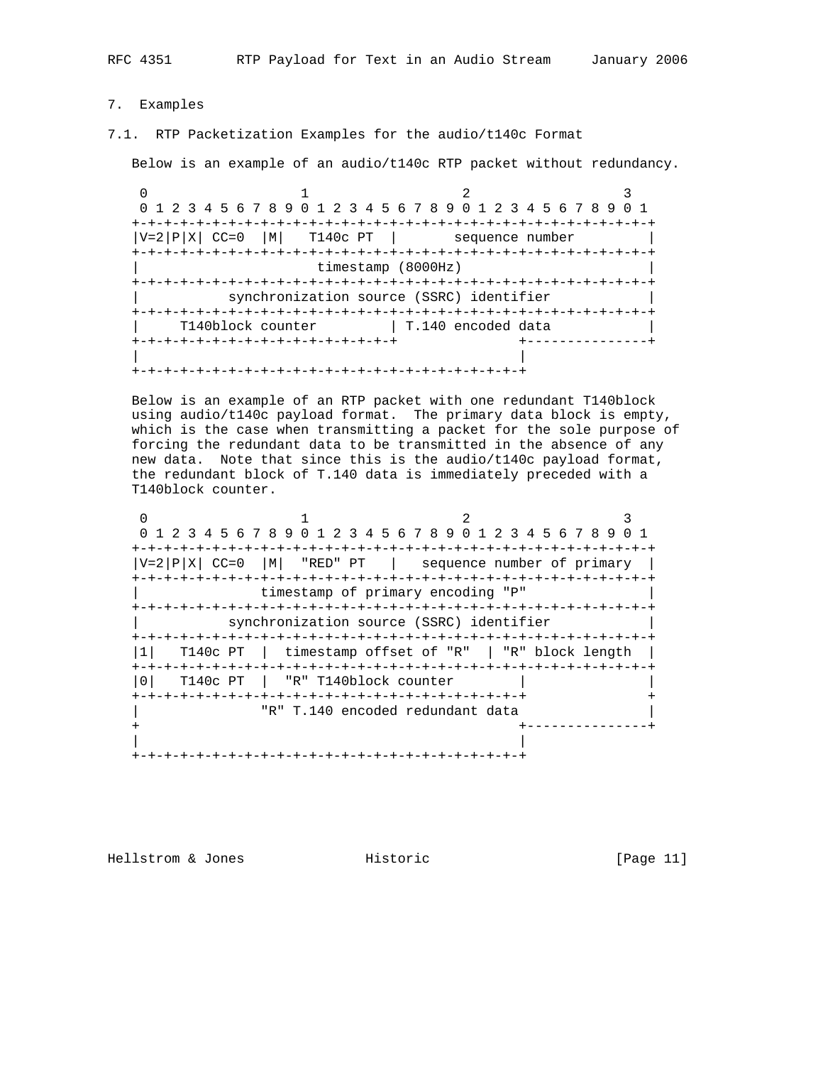## 7. Examples

### 7.1. RTP Packetization Examples for the audio/t140c Format

Below is an example of an audio/t140c RTP packet without redundancy.

```
 0                   1                   2                   3
 0 1 2 3 4 5 6 7 8 9 0 1 2 3 4 5 6 7 8 9 0 1 2 3 4 5 6 7 8 9 0 1
+-+-+-+-+-+-+-+-+-+-+-+-+-+-+-+-+-+-+-+-+-+-+-+-+-+-+-+-+-+-+-+-+
|V=2|P|X| CC=0  |M|   T140c PT  |       sequence number         |
+-+-+-+-+-+-+-+-+-+-+-+-+-+-+-+-+-+-+-+-+-+-+-+-+-+-+-+-+-+-+-+-+
|                      timestamp (8000Hz)                       |
+-+-+-+-+-+-+-+-+-+-+-+-+-+-+-+-+-+-+-+-+-+-+-+-+-+-+-+-+-+-+-+-+
|           synchronization source (SSRC) identifier            |
+-+-+-+-+-+-+-+-+-+-+-+-+-+-+-+-+-+-+-+-+-+-+-+-+-+-+-+-+-+-+-+-+
|     T140block counter         | T.140 encoded data            |
+-+-+-+-+-+-+-+-+-+-+-+-+-+-+-+-+               +---------------+
|                                               |
+-+-+-+-+-+-+-+-+-+-+-+-+-+-+-+-+-+-+-+-+-+-+-+-+
```

Below is an example of an RTP packet with one redundant T140block using audio/t140c payload format. The primary data block is empty, which is the case when transmitting a packet for the sole purpose of forcing the redundant data to be transmitted in the absence of any new data. Note that since this is the audio/t140c payload format, the redundant block of T.140 data is immediately preceded with a T140block counter.

```
 0                   1                   2                   3
 0 1 2 3 4 5 6 7 8 9 0 1 2 3 4 5 6 7 8 9 0 1 2 3 4 5 6 7 8 9 0 1
+-+-+-+-+-+-+-+-+-+-+-+-+-+-+-+-+-+-+-+-+-+-+-+-+-+-+-+-+-+-+-+-+
|V=2|P|X| CC=0  |M|  "RED" PT   |   sequence number of primary  |
+-+-+-+-+-+-+-+-+-+-+-+-+-+-+-+-+-+-+-+-+-+-+-+-+-+-+-+-+-+-+-+-+
|               timestamp of primary encoding "P"               |
+-+-+-+-+-+-+-+-+-+-+-+-+-+-+-+-+-+-+-+-+-+-+-+-+-+-+-+-+-+-+-+-+
|           synchronization source (SSRC) identifier            |
+-+-+-+-+-+-+-+-+-+-+-+-+-+-+-+-+-+-+-+-+-+-+-+-+-+-+-+-+-+-+-+-+
|1|   T140c PT  |  timestamp offset of "R"  | "R" block length  |
+-+-+-+-+-+-+-+-+-+-+-+-+-+-+-+-+-+-+-+-+-+-+-+-+-+-+-+-+-+-+-+-+
|0|   T140c PT  |  "R" T140block counter        |               |
+-+-+-+-+-+-+-+-+-+-+-+-+-+-+-+-+-+-+-+-+-+-+-+-+               +
|               "R" T.140 encoded redundant data                |
+                                               +---------------+
|                                               |
+-+-+-+-+-+-+-+-+-+-+-+-+-+-+-+-+-+-+-+-+-+-+-+-+
```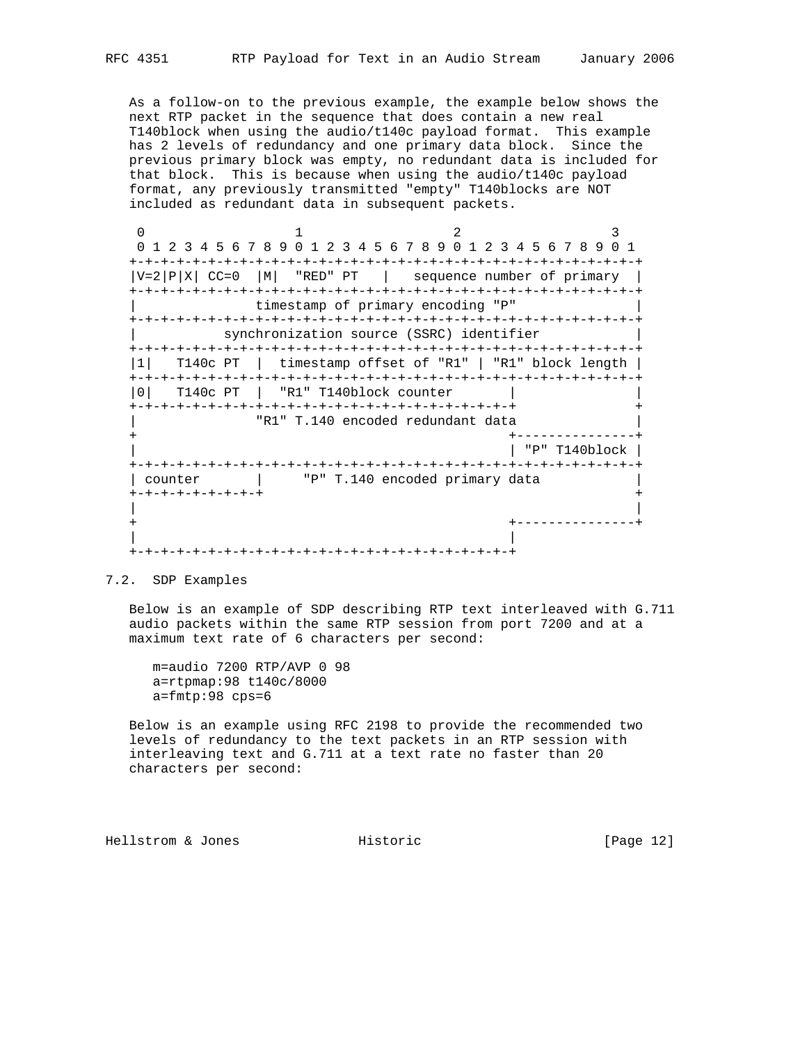As a follow-on to the previous example, the example below shows the next RTP packet in the sequence that does contain a new real T140block when using the audio/t140c payload format. This example has 2 levels of redundancy and one primary data block. Since the previous primary block was empty, no redundant data is included for that block. This is because when using the audio/t140c payload format, any previously transmitted "empty" T140blocks are NOT included as redundant data in subsequent packets.

```
 0                   1                   2                   3
 0 1 2 3 4 5 6 7 8 9 0 1 2 3 4 5 6 7 8 9 0 1 2 3 4 5 6 7 8 9 0 1
+-+-+-+-+-+-+-+-+-+-+-+-+-+-+-+-+-+-+-+-+-+-+-+-+-+-+-+-+-+-+-+-+
|V=2|P|X| CC=0  |M|  "RED" PT   |   sequence number of primary  |
+-+-+-+-+-+-+-+-+-+-+-+-+-+-+-+-+-+-+-+-+-+-+-+-+-+-+-+-+-+-+-+-+
|               timestamp of primary encoding "P"               |
+-+-+-+-+-+-+-+-+-+-+-+-+-+-+-+-+-+-+-+-+-+-+-+-+-+-+-+-+-+-+-+-+
|           synchronization source (SSRC) identifier            |
+-+-+-+-+-+-+-+-+-+-+-+-+-+-+-+-+-+-+-+-+-+-+-+-+-+-+-+-+-+-+-+-+
|1|   T140c PT  |  timestamp offset of "R1" | "R1" block length |
+-+-+-+-+-+-+-+-+-+-+-+-+-+-+-+-+-+-+-+-+-+-+-+-+-+-+-+-+-+-+-+-+
|0|   T140c PT  |  "R1" T140block counter       |               |
+-+-+-+-+-+-+-+-+-+-+-+-+-+-+-+-+-+-+-+-+-+-+-+-+               +
|               "R1" T.140 encoded redundant data               |
+                                               +---------------+
|                                               | "P" T140block |
+-+-+-+-+-+-+-+-+-+-+-+-+-+-+-+-+-+-+-+-+-+-+-+-+-+-+-+-+-+-+-+-+
| counter       |     "P" T.140 encoded primary data            |
+-+-+-+-+-+-+-+-+                                               +
|                                                               |
+                                               +---------------+
|                                               |
+-+-+-+-+-+-+-+-+-+-+-+-+-+-+-+-+-+-+-+-+-+-+-+-+
```

## 7.2. SDP Examples

Below is an example of SDP describing RTP text interleaved with G.711 audio packets within the same RTP session from port 7200 and at a maximum text rate of 6 characters per second:

```
m=audio 7200 RTP/AVP 0 98
a=rtpmap:98 t140c/8000
a=fmtp:98 cps=6
```

Below is an example using RFC 2198 to provide the recommended two levels of redundancy to the text packets in an RTP session with interleaving text and G.711 at a text rate no faster than 20 characters per second: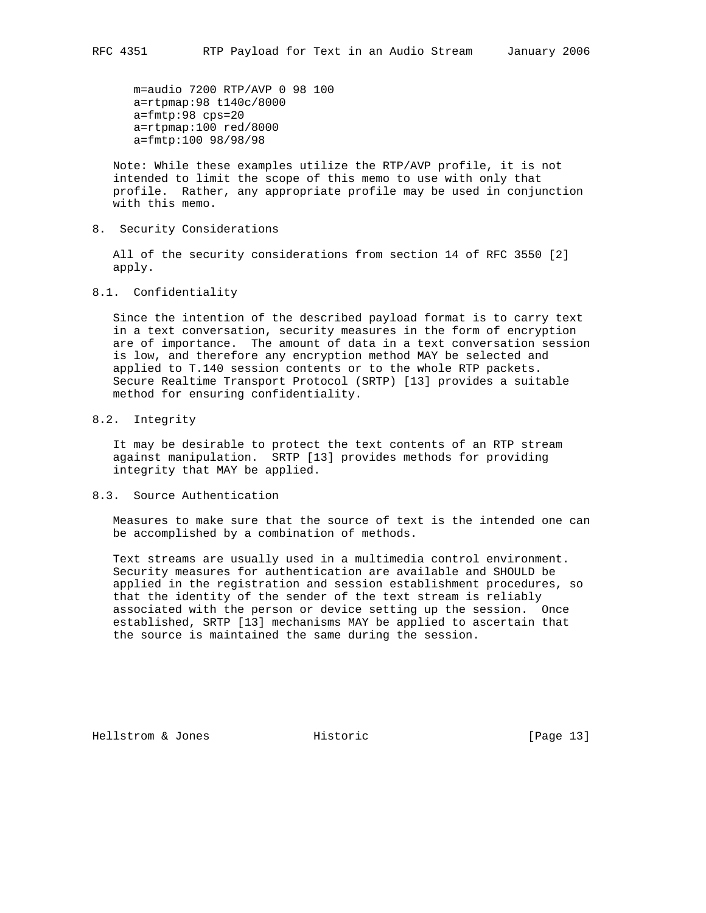```
m=audio 7200 RTP/AVP 0 98 100
a=rtpmap:98 t140c/8000
a=fmtp:98 cps=20
a=rtpmap:100 red/8000
a=fmtp:100 98/98/98
```

Note: While these examples utilize the RTP/AVP profile, it is not intended to limit the scope of this memo to use with only that profile. Rather, any appropriate profile may be used in conjunction with this memo.

## 8. Security Considerations

All of the security considerations from section 14 of RFC 3550 [2] apply.

### 8.1. Confidentiality

Since the intention of the described payload format is to carry text in a text conversation, security measures in the form of encryption are of importance. The amount of data in a text conversation session is low, and therefore any encryption method MAY be selected and applied to T.140 session contents or to the whole RTP packets. Secure Realtime Transport Protocol (SRTP) [13] provides a suitable method for ensuring confidentiality.

### 8.2. Integrity

It may be desirable to protect the text contents of an RTP stream against manipulation. SRTP [13] provides methods for providing integrity that MAY be applied.

### 8.3. Source Authentication

Measures to make sure that the source of text is the intended one can be accomplished by a combination of methods.

Text streams are usually used in a multimedia control environment. Security measures for authentication are available and SHOULD be applied in the registration and session establishment procedures, so that the identity of the sender of the text stream is reliably associated with the person or device setting up the session. Once established, SRTP [13] mechanisms MAY be applied to ascertain that the source is maintained the same during the session.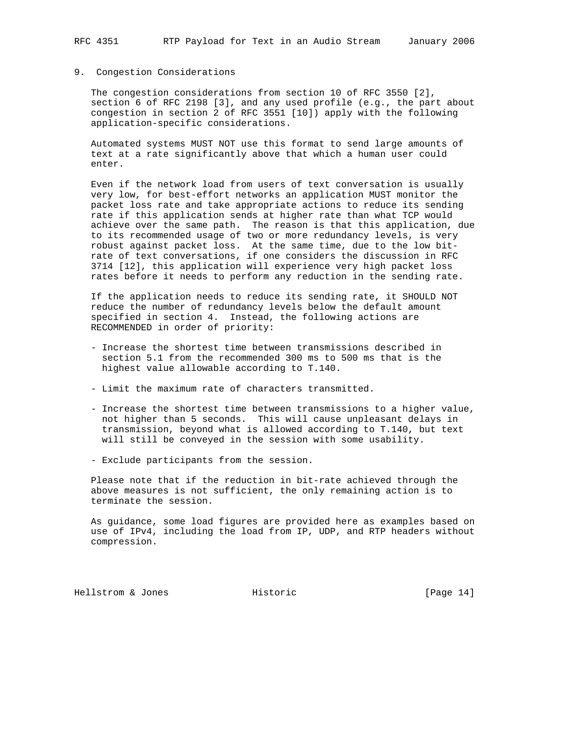## 9. Congestion Considerations

The congestion considerations from section 10 of RFC 3550 [2], section 6 of RFC 2198 [3], and any used profile (e.g., the part about congestion in section 2 of RFC 3551 [10]) apply with the following application-specific considerations.

Automated systems MUST NOT use this format to send large amounts of text at a rate significantly above that which a human user could enter.

Even if the network load from users of text conversation is usually very low, for best-effort networks an application MUST monitor the packet loss rate and take appropriate actions to reduce its sending rate if this application sends at higher rate than what TCP would achieve over the same path. The reason is that this application, due to its recommended usage of two or more redundancy levels, is very robust against packet loss. At the same time, due to the low bit-rate of text conversations, if one considers the discussion in RFC 3714 [12], this application will experience very high packet loss rates before it needs to perform any reduction in the sending rate.

If the application needs to reduce its sending rate, it SHOULD NOT reduce the number of redundancy levels below the default amount specified in section 4. Instead, the following actions are RECOMMENDED in order of priority:

- Increase the shortest time between transmissions described in section 5.1 from the recommended 300 ms to 500 ms that is the highest value allowable according to T.140.
- Limit the maximum rate of characters transmitted.
- Increase the shortest time between transmissions to a higher value, not higher than 5 seconds. This will cause unpleasant delays in transmission, beyond what is allowed according to T.140, but text will still be conveyed in the session with some usability.
- Exclude participants from the session.

Please note that if the reduction in bit-rate achieved through the above measures is not sufficient, the only remaining action is to terminate the session.

As guidance, some load figures are provided here as examples based on use of IPv4, including the load from IP, UDP, and RTP headers without compression.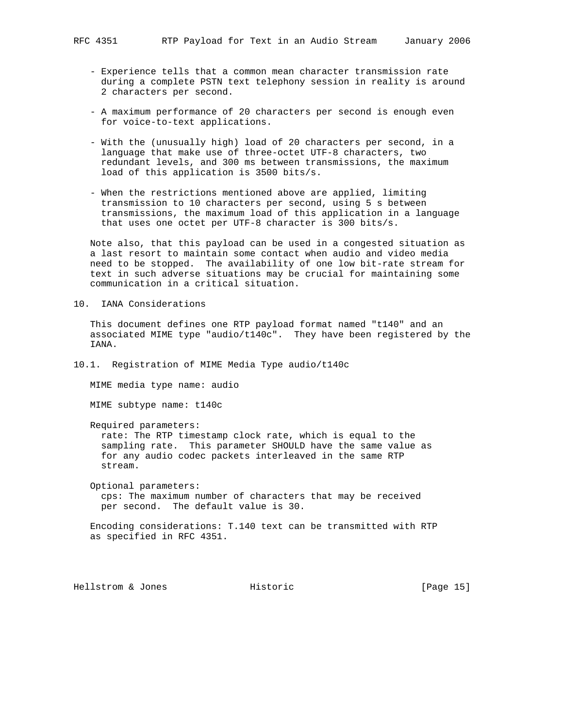- Experience tells that a common mean character transmission rate during a complete PSTN text telephony session in reality is around 2 characters per second.

- A maximum performance of 20 characters per second is enough even for voice-to-text applications.

- With the (unusually high) load of 20 characters per second, in a language that make use of three-octet UTF-8 characters, two redundant levels, and 300 ms between transmissions, the maximum load of this application is 3500 bits/s.

- When the restrictions mentioned above are applied, limiting transmission to 10 characters per second, using 5 s between transmissions, the maximum load of this application in a language that uses one octet per UTF-8 character is 300 bits/s.

Note also, that this payload can be used in a congested situation as a last resort to maintain some contact when audio and video media need to be stopped. The availability of one low bit-rate stream for text in such adverse situations may be crucial for maintaining some communication in a critical situation.

## 10. IANA Considerations

This document defines one RTP payload format named "t140" and an associated MIME type "audio/t140c". They have been registered by the IANA.

### 10.1. Registration of MIME Media Type audio/t140c

MIME media type name: audio

MIME subtype name: t140c

Required parameters:
  rate: The RTP timestamp clock rate, which is equal to the sampling rate. This parameter SHOULD have the same value as for any audio codec packets interleaved in the same RTP stream.

Optional parameters:
  cps: The maximum number of characters that may be received per second. The default value is 30.

Encoding considerations: T.140 text can be transmitted with RTP as specified in RFC 4351.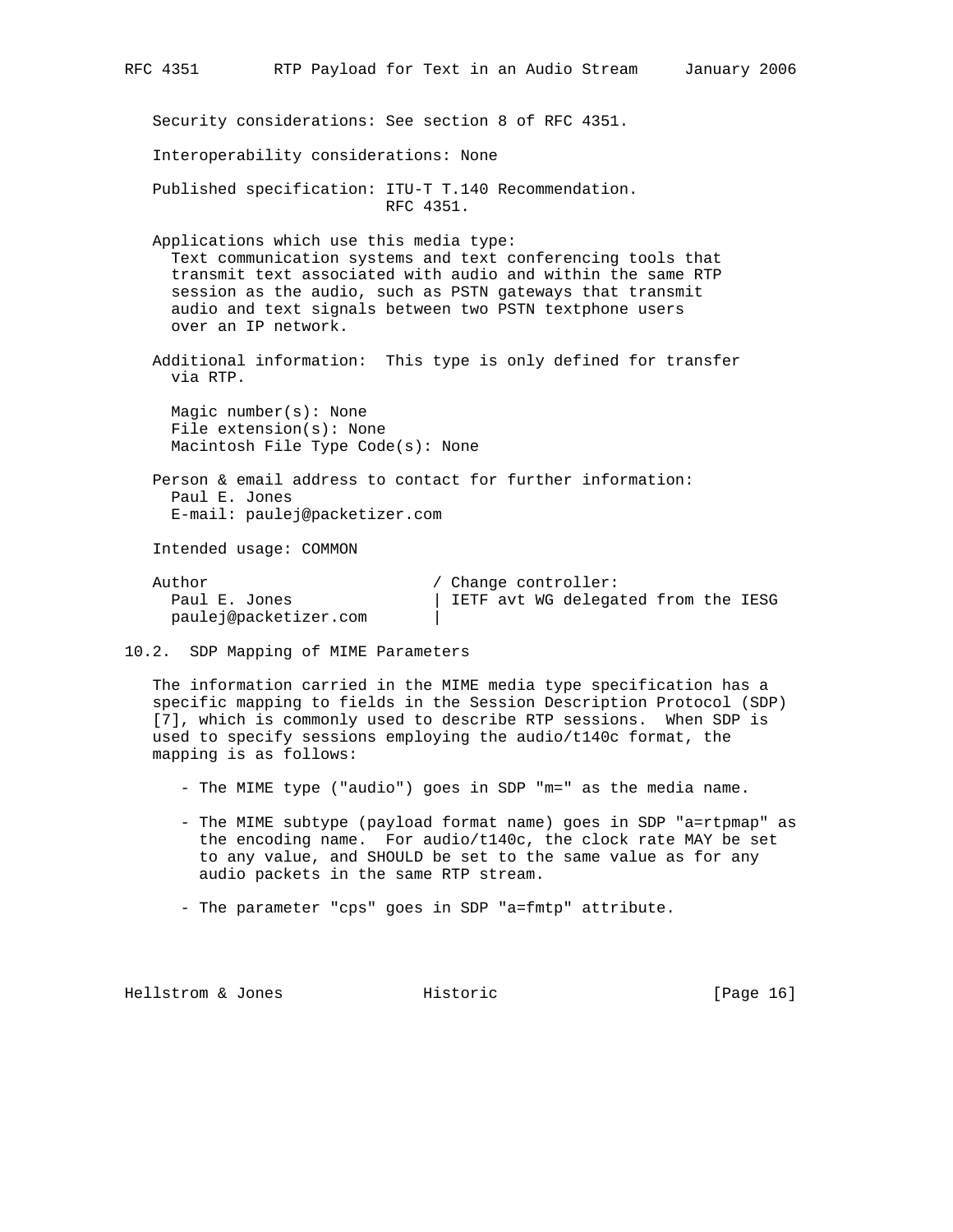Security considerations: See section 8 of RFC 4351.

Interoperability considerations: None

Published specification: ITU-T T.140 Recommendation.
RFC 4351.

Applications which use this media type:
Text communication systems and text conferencing tools that transmit text associated with audio and within the same RTP session as the audio, such as PSTN gateways that transmit audio and text signals between two PSTN textphone users over an IP network.

Additional information: This type is only defined for transfer via RTP.

Magic number(s): None
File extension(s): None
Macintosh File Type Code(s): None

Person & email address to contact for further information:
Paul E. Jones
E-mail: paulej@packetizer.com

Intended usage: COMMON

```
Author                       / Change controller:
  Paul E. Jones              | IETF avt WG delegated from the IESG
  paulej@packetizer.com      |
```

## 10.2. SDP Mapping of MIME Parameters

The information carried in the MIME media type specification has a specific mapping to fields in the Session Description Protocol (SDP) [7], which is commonly used to describe RTP sessions. When SDP is used to specify sessions employing the audio/t140c format, the mapping is as follows:

- The MIME type ("audio") goes in SDP "m=" as the media name.

- The MIME subtype (payload format name) goes in SDP "a=rtpmap" as the encoding name. For audio/t140c, the clock rate MAY be set to any value, and SHOULD be set to the same value as for any audio packets in the same RTP stream.

- The parameter "cps" goes in SDP "a=fmtp" attribute.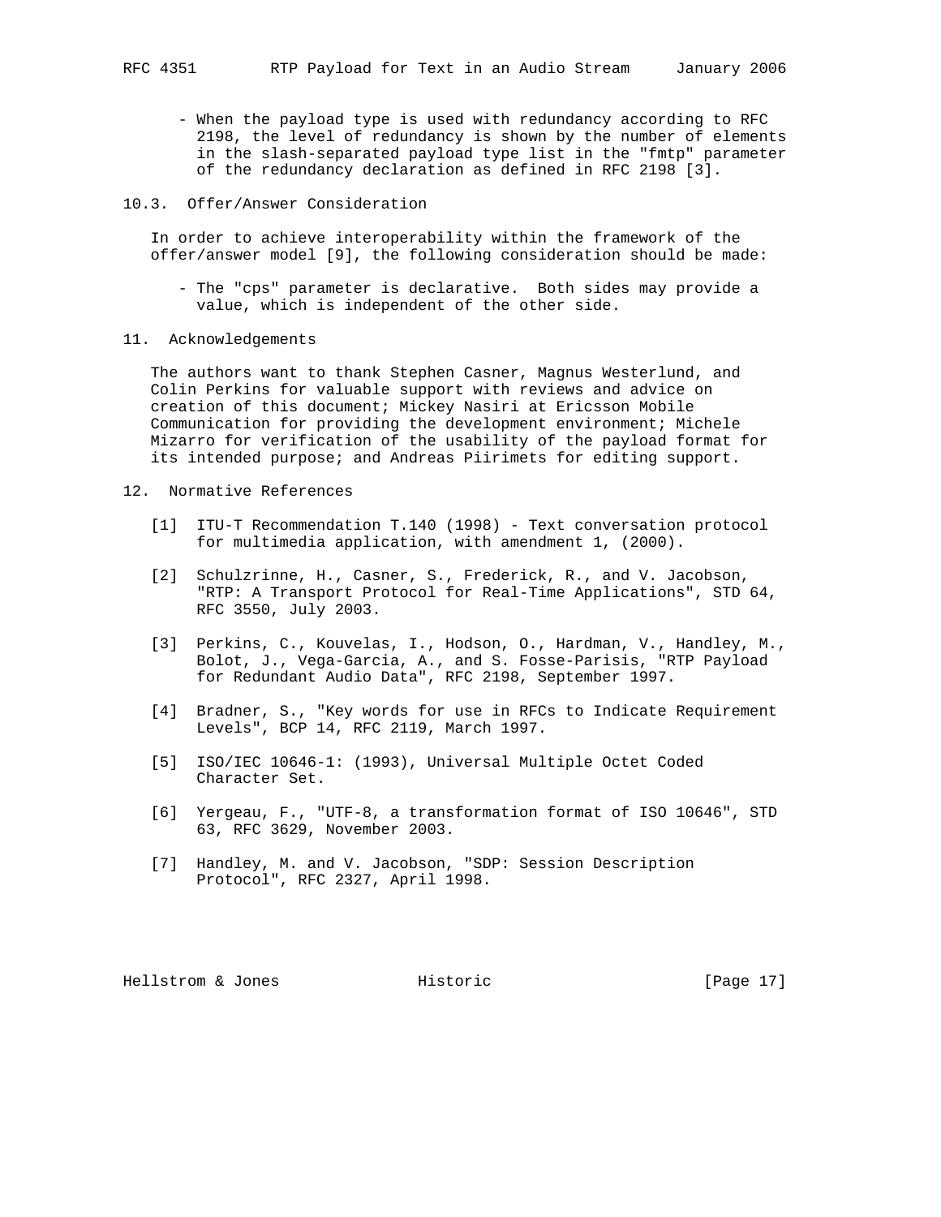- When the payload type is used with redundancy according to RFC 2198, the level of redundancy is shown by the number of elements in the slash-separated payload type list in the "fmtp" parameter of the redundancy declaration as defined in RFC 2198 [3].

### 10.3. Offer/Answer Consideration

In order to achieve interoperability within the framework of the offer/answer model [9], the following consideration should be made:

- The "cps" parameter is declarative. Both sides may provide a value, which is independent of the other side.

## 11. Acknowledgements

The authors want to thank Stephen Casner, Magnus Westerlund, and Colin Perkins for valuable support with reviews and advice on creation of this document; Mickey Nasiri at Ericsson Mobile Communication for providing the development environment; Michele Mizarro for verification of the usability of the payload format for its intended purpose; and Andreas Piirimets for editing support.

## 12. Normative References

[1] ITU-T Recommendation T.140 (1998) - Text conversation protocol for multimedia application, with amendment 1, (2000).

[2] Schulzrinne, H., Casner, S., Frederick, R., and V. Jacobson, "RTP: A Transport Protocol for Real-Time Applications", STD 64, RFC 3550, July 2003.

[3] Perkins, C., Kouvelas, I., Hodson, O., Hardman, V., Handley, M., Bolot, J., Vega-Garcia, A., and S. Fosse-Parisis, "RTP Payload for Redundant Audio Data", RFC 2198, September 1997.

[4] Bradner, S., "Key words for use in RFCs to Indicate Requirement Levels", BCP 14, RFC 2119, March 1997.

[5] ISO/IEC 10646-1: (1993), Universal Multiple Octet Coded Character Set.

[6] Yergeau, F., "UTF-8, a transformation format of ISO 10646", STD 63, RFC 3629, November 2003.

[7] Handley, M. and V. Jacobson, "SDP: Session Description Protocol", RFC 2327, April 1998.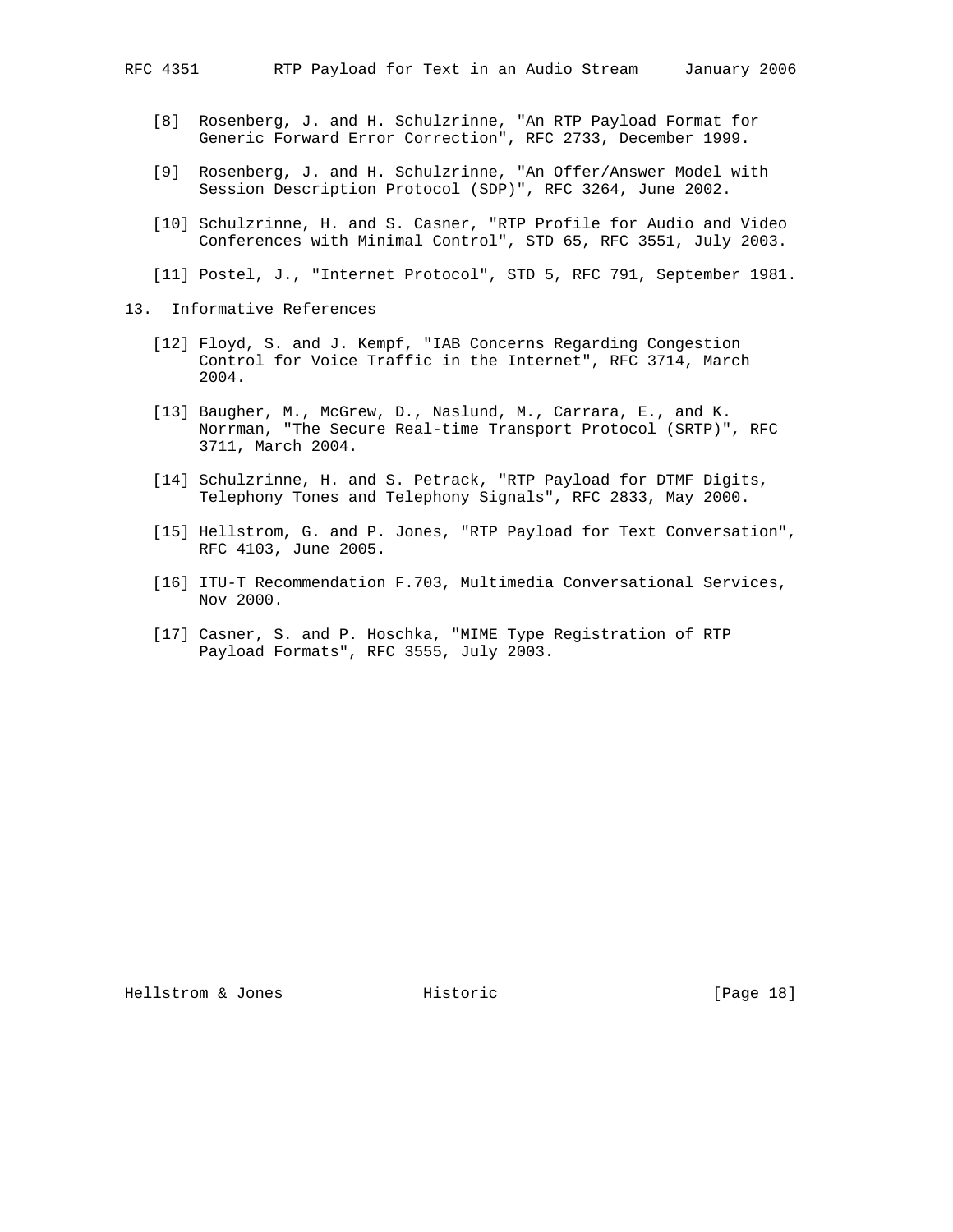[8] Rosenberg, J. and H. Schulzrinne, "An RTP Payload Format for Generic Forward Error Correction", RFC 2733, December 1999.

[9] Rosenberg, J. and H. Schulzrinne, "An Offer/Answer Model with Session Description Protocol (SDP)", RFC 3264, June 2002.

[10] Schulzrinne, H. and S. Casner, "RTP Profile for Audio and Video Conferences with Minimal Control", STD 65, RFC 3551, July 2003.

[11] Postel, J., "Internet Protocol", STD 5, RFC 791, September 1981.

## 13. Informative References

[12] Floyd, S. and J. Kempf, "IAB Concerns Regarding Congestion Control for Voice Traffic in the Internet", RFC 3714, March 2004.

[13] Baugher, M., McGrew, D., Naslund, M., Carrara, E., and K. Norrman, "The Secure Real-time Transport Protocol (SRTP)", RFC 3711, March 2004.

[14] Schulzrinne, H. and S. Petrack, "RTP Payload for DTMF Digits, Telephony Tones and Telephony Signals", RFC 2833, May 2000.

[15] Hellstrom, G. and P. Jones, "RTP Payload for Text Conversation", RFC 4103, June 2005.

[16] ITU-T Recommendation F.703, Multimedia Conversational Services, Nov 2000.

[17] Casner, S. and P. Hoschka, "MIME Type Registration of RTP Payload Formats", RFC 3555, July 2003.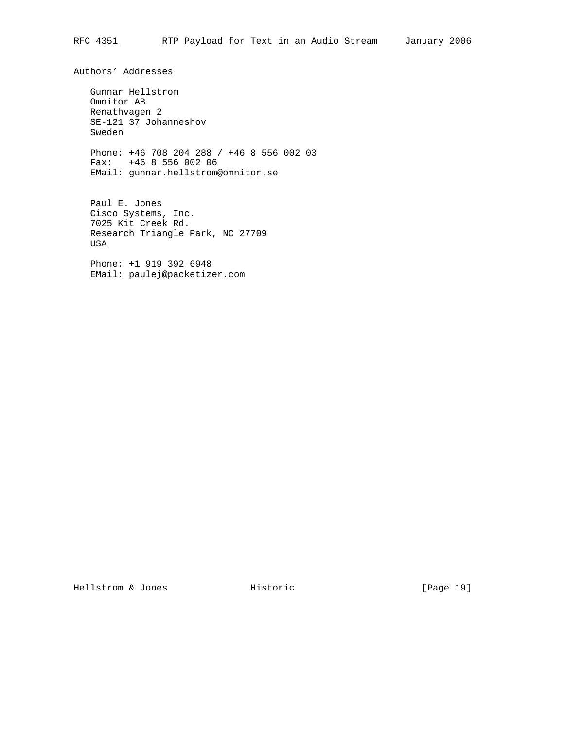## Authors' Addresses

Gunnar Hellstrom
Omnitor AB
Renathvagen 2
SE-121 37 Johanneshov
Sweden

Phone: +46 708 204 288 / +46 8 556 002 03
Fax: +46 8 556 002 06
EMail: gunnar.hellstrom@omnitor.se

Paul E. Jones
Cisco Systems, Inc.
7025 Kit Creek Rd.
Research Triangle Park, NC 27709
USA

Phone: +1 919 392 6948
EMail: paulej@packetizer.com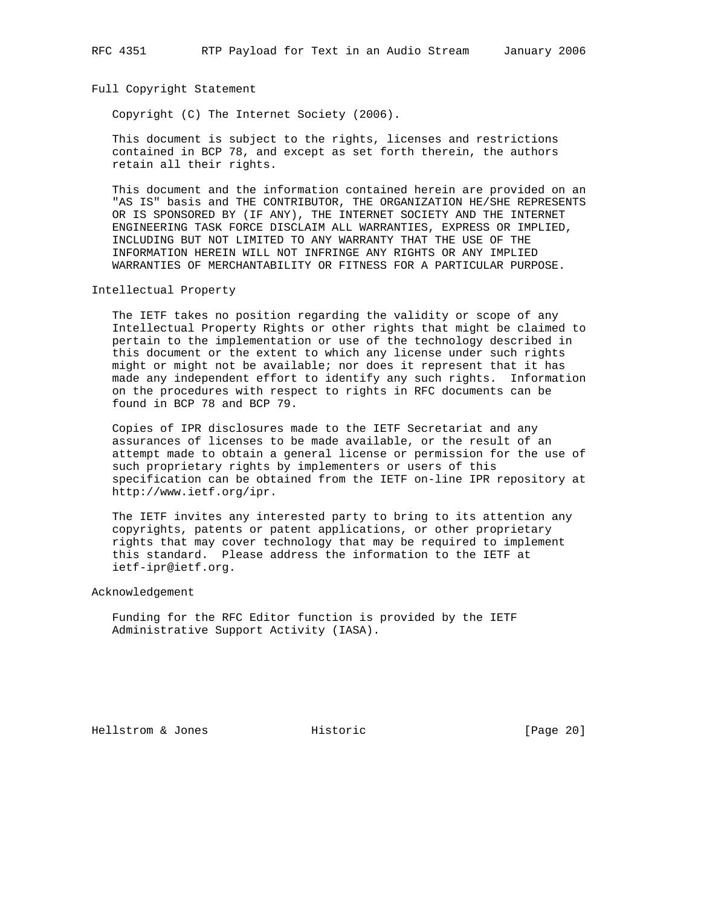## Full Copyright Statement

Copyright (C) The Internet Society (2006).

This document is subject to the rights, licenses and restrictions contained in BCP 78, and except as set forth therein, the authors retain all their rights.

This document and the information contained herein are provided on an "AS IS" basis and THE CONTRIBUTOR, THE ORGANIZATION HE/SHE REPRESENTS OR IS SPONSORED BY (IF ANY), THE INTERNET SOCIETY AND THE INTERNET ENGINEERING TASK FORCE DISCLAIM ALL WARRANTIES, EXPRESS OR IMPLIED, INCLUDING BUT NOT LIMITED TO ANY WARRANTY THAT THE USE OF THE INFORMATION HEREIN WILL NOT INFRINGE ANY RIGHTS OR ANY IMPLIED WARRANTIES OF MERCHANTABILITY OR FITNESS FOR A PARTICULAR PURPOSE.

## Intellectual Property

The IETF takes no position regarding the validity or scope of any Intellectual Property Rights or other rights that might be claimed to pertain to the implementation or use of the technology described in this document or the extent to which any license under such rights might or might not be available; nor does it represent that it has made any independent effort to identify any such rights. Information on the procedures with respect to rights in RFC documents can be found in BCP 78 and BCP 79.

Copies of IPR disclosures made to the IETF Secretariat and any assurances of licenses to be made available, or the result of an attempt made to obtain a general license or permission for the use of such proprietary rights by implementers or users of this specification can be obtained from the IETF on-line IPR repository at http://www.ietf.org/ipr.

The IETF invites any interested party to bring to its attention any copyrights, patents or patent applications, or other proprietary rights that may cover technology that may be required to implement this standard. Please address the information to the IETF at ietf-ipr@ietf.org.

## Acknowledgement

Funding for the RFC Editor function is provided by the IETF Administrative Support Activity (IASA).